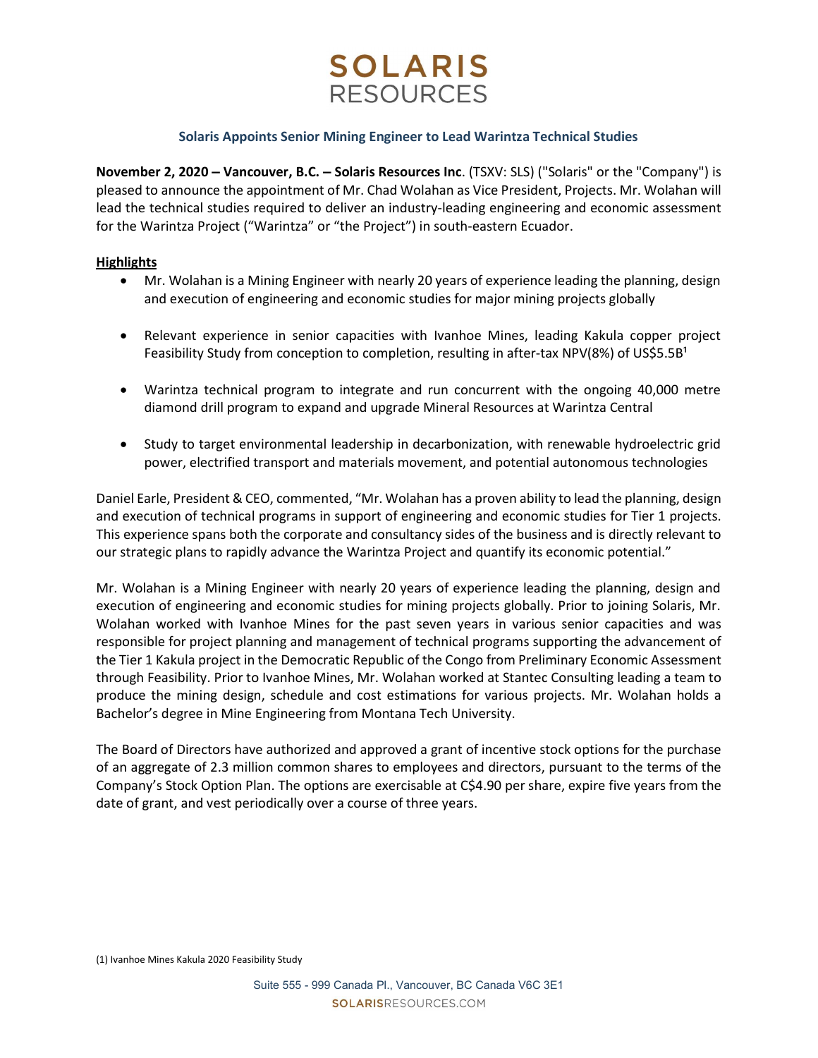# SOLARIS RESOURCES

## Solaris Appoints Senior Mining Engineer to Lead Warintza Technical Studies

**November 2, 2020 – Vancouver, B.C. – Solaris Resources Inc**. (TSXV: SLS) ("Solaris" or the "Company") is pleased to announce the appointment of Mr. Chad Wolahan as Vice President, Projects. Mr. Wolahan will lead the technical studies required to deliver an industry-leading engineering and economic assessment for the Warintza Project ("Warintza" or "the Project") in south-eastern Ecuador.

### Highlights

- Mr. Wolahan is a Mining Engineer with nearly 20 years of experience leading the planning, design and execution of engineering and economic studies for major mining projects globally
- Relevant experience in senior capacities with Ivanhoe Mines, leading Kakula copper project Feasibility Study from conception to completion, resulting in after-tax NPV(8%) of US$5.5B[1]
- Warintza technical program to integrate and run concurrent with the ongoing 40,000 metre diamond drill program to expand and upgrade Mineral Resources at Warintza Central
- Study to target environmental leadership in decarbonization, with renewable hydroelectric grid power, electrified transport and materials movement, and potential autonomous technologies

Daniel Earle, President & CEO, commented, "Mr. Wolahan has a proven ability to lead the planning, design and execution of technical programs in support of engineering and economic studies for Tier 1 projects. This experience spans both the corporate and consultancy sides of the business and is directly relevant to our strategic plans to rapidly advance the Warintza Project and quantify its economic potential."

Mr. Wolahan is a Mining Engineer with nearly 20 years of experience leading the planning, design and execution of engineering and economic studies for mining projects globally. Prior to joining Solaris, Mr. Wolahan worked with Ivanhoe Mines for the past seven years in various senior capacities and was responsible for project planning and management of technical programs supporting the advancement of the Tier 1 Kakula project in the Democratic Republic of the Congo from Preliminary Economic Assessment through Feasibility. Prior to Ivanhoe Mines, Mr. Wolahan worked at Stantec Consulting leading a team to produce the mining design, schedule and cost estimations for various projects. Mr. Wolahan holds a Bachelor's degree in Mine Engineering from Montana Tech University.

The Board of Directors have authorized and approved a grant of incentive stock options for the purchase of an aggregate of 2.3 million common shares to employees and directors, pursuant to the terms of the Company's Stock Option Plan. The options are exercisable at C$4.90 per share, expire five years from the date of grant, and vest periodically over a course of three years.

(1) Ivanhoe Mines Kakula 2020 Feasibility Study

Suite 555 - 999 Canada Pl., Vancouver, BC Canada V6C 3E1
SOLARISRESOURCES.COM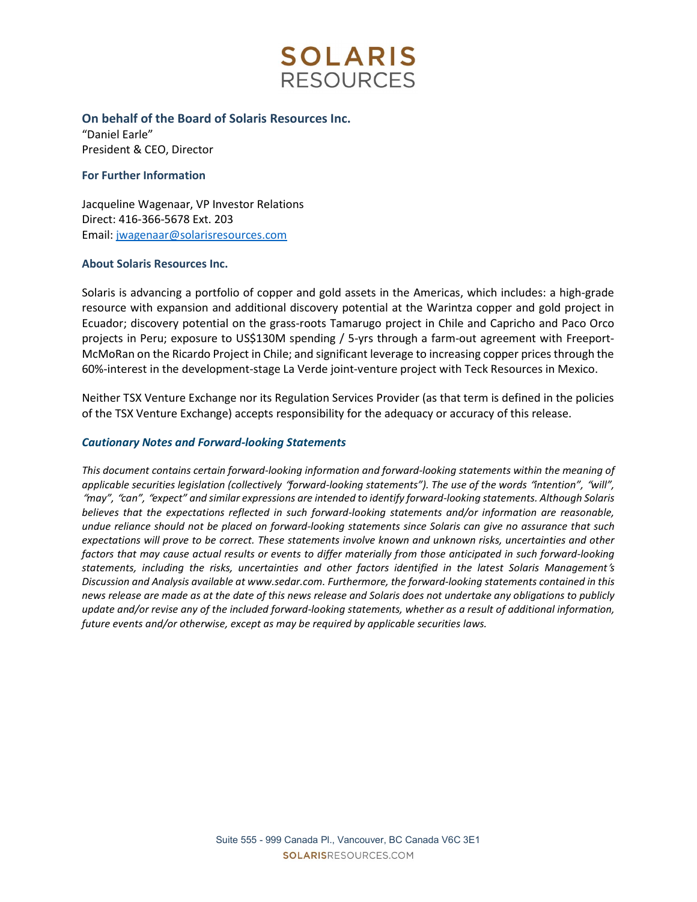**On behalf of the Board of Solaris Resources Inc.**
"Daniel Earle"
President & CEO, Director

**For Further Information**

Jacqueline Wagenaar, VP Investor Relations
Direct: 416-366-5678 Ext. 203
Email: jwagenaar@solarisresources.com

**About Solaris Resources Inc.**

Solaris is advancing a portfolio of copper and gold assets in the Americas, which includes: a high-grade resource with expansion and additional discovery potential at the Warintza copper and gold project in Ecuador; discovery potential on the grass-roots Tamarugo project in Chile and Capricho and Paco Orco projects in Peru; exposure to US$130M spending / 5-yrs through a farm-out agreement with Freeport-McMoRan on the Ricardo Project in Chile; and significant leverage to increasing copper prices through the 60%-interest in the development-stage La Verde joint-venture project with Teck Resources in Mexico.

Neither TSX Venture Exchange nor its Regulation Services Provider (as that term is defined in the policies of the TSX Venture Exchange) accepts responsibility for the adequacy or accuracy of this release.

***Cautionary Notes and Forward-looking Statements***

*This document contains certain forward-looking information and forward-looking statements within the meaning of applicable securities legislation (collectively "forward-looking statements"). The use of the words "intention", "will", "may", "can", "expect" and similar expressions are intended to identify forward-looking statements. Although Solaris believes that the expectations reflected in such forward-looking statements and/or information are reasonable, undue reliance should not be placed on forward-looking statements since Solaris can give no assurance that such expectations will prove to be correct. These statements involve known and unknown risks, uncertainties and other factors that may cause actual results or events to differ materially from those anticipated in such forward-looking statements, including the risks, uncertainties and other factors identified in the latest Solaris Management's Discussion and Analysis available at www.sedar.com. Furthermore, the forward-looking statements contained in this news release are made as at the date of this news release and Solaris does not undertake any obligations to publicly update and/or revise any of the included forward-looking statements, whether as a result of additional information, future events and/or otherwise, except as may be required by applicable securities laws.*